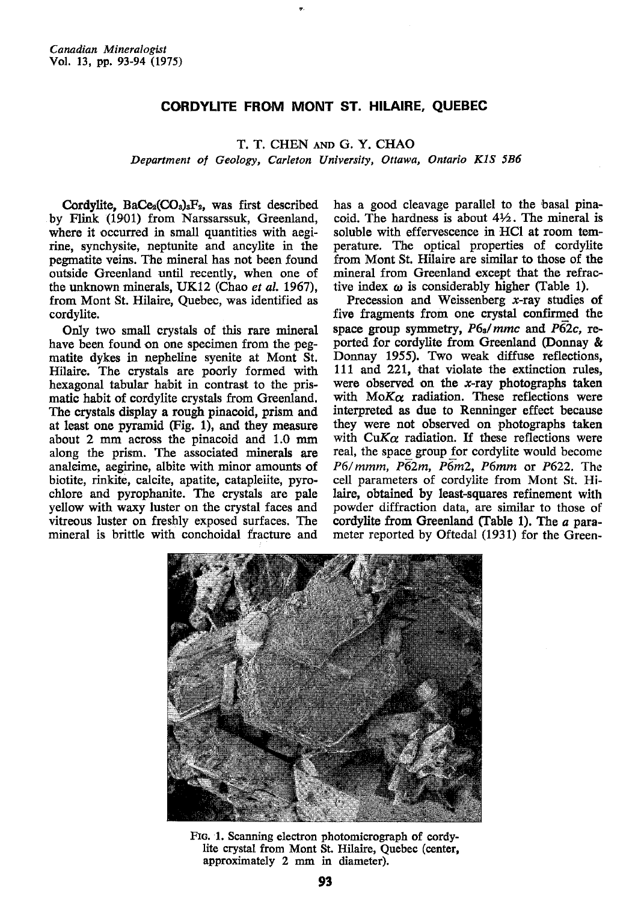# CORDYLITE FROM MONT ST. HILAIRE, QUEBEC

T. T. CHEN AND G. Y. CHAO

*Department of Geology, Carleton University, Ottawa, Ontario K1S 5B6*

**Cordylite**, $BaCe_2(CO_3)_3F_2$, was first described by Flink (1901) from Narssarssuk, Greenland, where it occurred in small quantities with aegirine, synchysite, neptunite and ancylite in the pegmatite veins. The mineral has not been found outside Greenland until recently, when one of the unknown minerals, UK12 (Chao *et al.* 1967), from Mont St. Hilaire, Quebec, was identified as cordylite.

Only two small crystals of this rare mineral have been found on one specimen from the pegmatite dykes in nepheline syenite at Mont St. Hilaire. The crystals are poorly formed with hexagonal tabular habit in contrast to the prismatic habit of cordylite crystals from Greenland. The crystals display a rough pinacoid, prism and at least one pyramid (Fig. 1), and they measure about 2 mm across the pinacoid and 1.0 mm along the prism. The associated minerals are analcime, aegirine, albite with minor amounts of biotite, rinkite, calcite, apatite, catapleiite, pyrochlore and pyrophanite. The crystals are pale yellow with waxy luster on the crystal faces and vitreous luster on freshly exposed surfaces. The mineral is brittle with conchoidal fracture and has a good cleavage parallel to the basal pinacoid. The hardness is about 4½. The mineral is soluble with effervescence in HCl at room temperature. The optical properties of cordylite from Mont St. Hilaire are similar to those of the mineral from Greenland except that the refractive index $\omega$ is considerably higher (Table 1).

Precession and Weissenberg *x*-ray studies of five fragments from one crystal confirmed the space group symmetry, $P6_3/mmc$ and $P\bar{6}2c$, reported for cordylite from Greenland (Donnay & Donnay 1955). Two weak diffuse reflections, 111 and 221, that violate the extinction rules, were observed on the *x*-ray photographs taken with Mo$K\alpha$ radiation. These reflections were interpreted as due to Renninger effect because they were not observed on photographs taken with Cu$K\alpha$ radiation. If these reflections were real, the space group for cordylite would become $P6/mmm$, $P\bar{6}2m$, $P\bar{6}m2$, $P6mm$ or $P622$. The cell parameters of cordylite from Mont St. Hilaire, obtained by least-squares refinement with powder diffraction data, are similar to those of cordylite from Greenland (Table 1). The *a* parameter reported by Oftedal (1931) for the Green-

FIG. 1. Scanning electron photomicrograph of cordylite crystal from Mont St. Hilaire, Quebec (center, approximately 2 mm in diameter).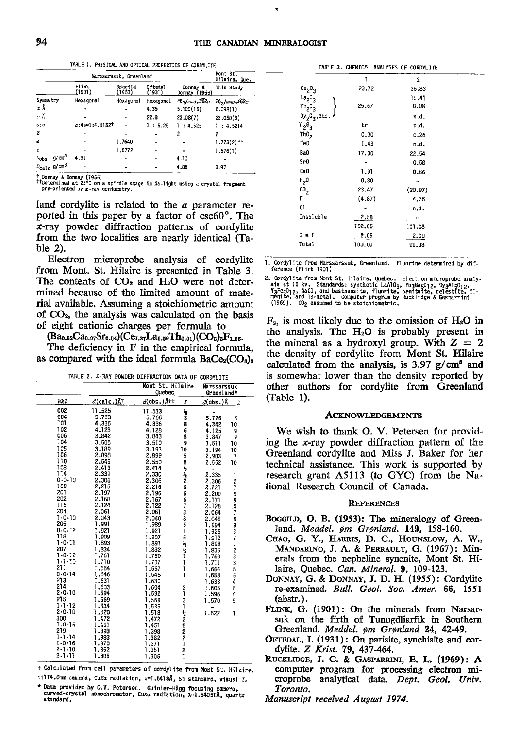TABLE 1. PHYSICAL AND OPTICAL PROPERTIES OF CORDYLITE

| | Narssarssuk, Greenland | | | | Mont St. Hilaire, Que. |
|---|---|---|---|---|---|
| | Flink (1901) | Bøggild (1953) | Oftedal (1931) | Donnay & Donnay (1955) | This Study |
| Symmetry | Hexagonal | Hexagonal | Hexagonal | $P6_3/mmc, P\bar{6}2c$ | $P6_3/mmc, P\bar{6}2c$ |
| $a$ Å | - | - | 4.35 | 5.100(15) | 5.098(1) |
| $c$ Å | - | - | 22.8 | 23.08(7) | 23.050(5) |
| $a$:$c$ | $a$:4$a_0$=1:4.5152† | - | 1 : 5.25 | 1 : 4.525 | 1 : 4.5214 |
| $Z$ | - | - | - | 2 | 2 |
| ω | - | 1.7640 | - | - | 1.773(2)†† |
| ε | - | 1.5772 | - | - | 1.576(1) |
| $D_{obs}$ g/cm³ | 4.31 | - | - | 4.10 | - |
| $D_{calc}$ g/cm³ | - | - | - | 4.06 | 3.97 |

† Donnay & Donnay (1955)
†† Determined at 25°C on a spindle stage in Na-light using a crystal fragment pre-oriented by $x$-ray goniometry.

land cordylite is related to the $a$ parameter reported in this paper by a factor of csc60°. The $x$-ray powder diffraction patterns of cordylite from the two localities are nearly identical (Table 2).

Electron microprobe analysis of cordylite from Mont. St. Hilaire is presented in Table 3. The contents of $CO_2$ and $H_2O$ were not determined because of the limited amount of material available. Assuming a stoichiometric amount of $CO_2$, the analysis was calculated on the basis of eight cationic charges per formula to $(Ba_{0.92}Ca_{0.07}Sr_{0.04})(Ce_{1.37}La_{0.59}Th_{0.01})(CO_3)_3F_{1.58}$.

The deficiency in F in the empirical formula, as compared with the ideal formula $BaCe_2(CO_3)_3$

TABLE 2. $X$-RAY POWDER DIFFRACTION DATA OF CORDYLITE

| | | Mont St. Hilaire Quebec | | Narssarssuk Greenland* | |
|---|---|---|---|---|---|
| $hkl$ | $d$(calc.)Å† | $d$(obs.)Å†† | $I$ | $d$(obs.)Å | $I$ |
| 002 | 11.525 | 11.533 | ½ | - | |
| 004 | 5.763 | 5.766 | 3 | 5.776 | 5 |
| 101 | 4.336 | 4.336 | 8 | 4.342 | 10 |
| 102 | 4.123 | 4.128 | 6 | 4.125 | 9 |
| 006 | 3.842 | 3.843 | 8 | 3.847 | 9 |
| 104 | 3.505 | 3.510 | 9 | 3.511 | 10 |
| 105 | 3.189 | 3.193 | 10 | 3.194 | 10 |
| 106 | 2.898 | 2.899 | 5 | 2.903 | 7 |
| 110 | 2.549 | 2.550 | 8 | 2.552 | 10 |
| 108 | 2.413 | 2.414 | ½ | - | |
| 114 | 2.331 | 2.330 | ½ | 2.335 | 1 |
| 0·0·10 | 2.305 | 2.306 | 2 | 2.306 | 2 |
| 109 | 2.215 | 2.216 | 6 | 2.221 | 7 |
| 201 | 2.197 | 2.196 | 6 | 2.200 | 9 |
| 202 | 2.168 | 2.167 | 6 | 2.171 | 9 |
| 116 | 2.124 | 2.122 | 7 | 2.128 | 10 |
| 204 | 2.061 | 2.061 | 3 | 2.064 | 7 |
| 1·0·10 | 2.043 | 2.040 | 8 | 2.048 | 9 |
| 205 | 1.991 | 1.989 | 6 | 1.994 | 9 |
| 0·0·12 | 1.921 | 1.921 | 1 | 1.925 | 3 |
| 118 | 1.909 | 1.907 | 6 | 1.912 | 7 |
| 1·0·11 | 1.893 | 1.891 | ½ | 1.898 | 1 |
| 207 | 1.834 | 1.832 | ½ | 1.836 | 2 |
| 1·0·12 | 1.761 | 1.760 | 1 | 1.763 | 3 |
| 1·1·10 | 1.710 | 1.707 | 1 | 1.711 | 3 |
| 211 | 1.664 | 1.667 | 1 | 1.664 | 5 |
| 0·0·14 | 1.646 | 1.648 | 1 | 1.653 | 5 |
| 213 | 1.631 | 1.630 | | 1.633 | 4 |
| 214 | 1.603 | 1.604 | 2 | 1.605 | 5 |
| 2·0·10 | 1.594 | 1.592 | 1 | 1.596 | 4 |
| 215 | 1.569 | 1.569 | 3 | 1.570 | 5 |
| 1·1·12 | 1.534 | 1.535 | 1 | - | |
| 2·0·10 | 1.520 | 1.518 | ½ | 1.522 | 1 |
| 300 | 1.472 | 1.472 | 2 | | |
| 1·0·15 | 1.451 | 1.451 | 2 | | |
| 219 | 1.398 | 1.398 | 2 | | |
| 1·1·14 | 1.383 | 1.382 | 2 | | |
| 1·0·16 | 1.370 | 1.371 | 1 | | |
| 2·1·10 | 1.352 | 1.351 | 2 | | |
| 2·1·11 | 1.305 | 1.306 | 1 | | |

† Calculated from cell parameters of cordylite from Mont St. Hilaire.
†† 114.6mm camera, CuKα radiation, λ=1.5418Å, Si standard, visual $I$.
* Data provided by O.V. Petersen. Guinier-Hägg focusing camera, curved-crystal monochromator, CuKα radiation, λ=1.54051Å, quartz standard.

TABLE 3. CHEMICAL ANALYSES OF CORDYLITE

| | 1 | 2 |
|---|---|---|
| $Ce_2O_3$ | 23.72 | 35.83 |
| $La_2O_3$ | 25.67 | 15.41 |
| $Yb_2O_3$ | | 0.08 |
| $Dy_2O_3$,etc. | | n.d. |
| $Y_2O_3$ | tr | n.d. |
| $ThO_2$ | 0.30 | 0.26 |
| FeO | 1.43 | n.d. |
| BaO | 17.30 | 22.54 |
| SrO | - | 0.58 |
| CaO | 1.91 | 0.66 |
| $H_2O$ | 0.80 | - |
| $CO_2$ | 23.47 | (20.97) |
| F | (4.87) | 4.75 |
| Cl | - | n.d. |
| Insoluble | 2.58 | - |
| | 102.05 | 101.08 |
| O ≡ F | 2.05 | 2.00 |
| Total | 100.00 | 99.08 |

1. Cordylite from Narssarssuk, Greenland. Fluorine determined by difference (Flink 1901)
2. Cordylite from Mont St. Hilaire, Quebec. Electron microprobe analysis at 15 kv. Standards: synthetic $LaAlO_3$, $Yb_3Ga_5O_{12}$, $Dy_3Al_5O_{12}$, $Y_3Fe_5O_{12}$, NaCl, and bastnaesite, fluorite, benitoite, celestite, ilmenite, and Th-metal. Computer program by Rucklidge & Gasparrini (1969). $CO_2$ assumed to be stoichiometric.

$F_2$, is most likely due to the omission of $H_2O$ in the analysis. The $H_2O$ is probably present in the mineral as a hydroxyl group. With $Z = 2$ the density of cordylite from Mont St. Hilaire calculated from the analysis, is 3.97 g/cm³ and is somewhat lower than the density reported by other authors for cordylite from Greenland (Table 1).

## Acknowledgements

We wish to thank O. V. Petersen for providing the $x$-ray powder diffraction pattern of the Greenland cordylite and Miss J. Baker for her technical assistance. This work is supported by research grant A5113 (to GYC) from the National Research Council of Canada.

## References

**Bøggild, O. B.** (1953): The mineralogy of Greenland. *Meddel. øm Grønland.* **149**, 158-160.

**Chao, G. Y., Harris, D. C., Hounslow, A. W., Mandarino, J. A. & Perrault, G.** (1967): Minerals from the nepheline syenite, Mont St. Hilaire, Quebec. *Can. Mineral.* **9**, 109-123.

**Donnay, G. & Donnay, J. D. H.** (1955): Cordylite re-examined. *Bull. Geol. Soc. Amer.* **66**, 1551 (abstr.).

**Flink, G.** (1901): On the minerals from Narsarsuk on the firth of Tunugdliarfik in Southern Greenland. *Meddel. øm Grønland* **24**, 42-49.

**Oftedal, I.** (1931): On parisite, synchisite and cordylite. *Z Krist.* **79**, 437-464.

**Rucklidge, J. C. & Gasparrini, E. L.** (1969): A computer program for processing electron microprobe analytical data. *Dept. Geol. Univ. Toronto.*

*Manuscript received August 1974.*